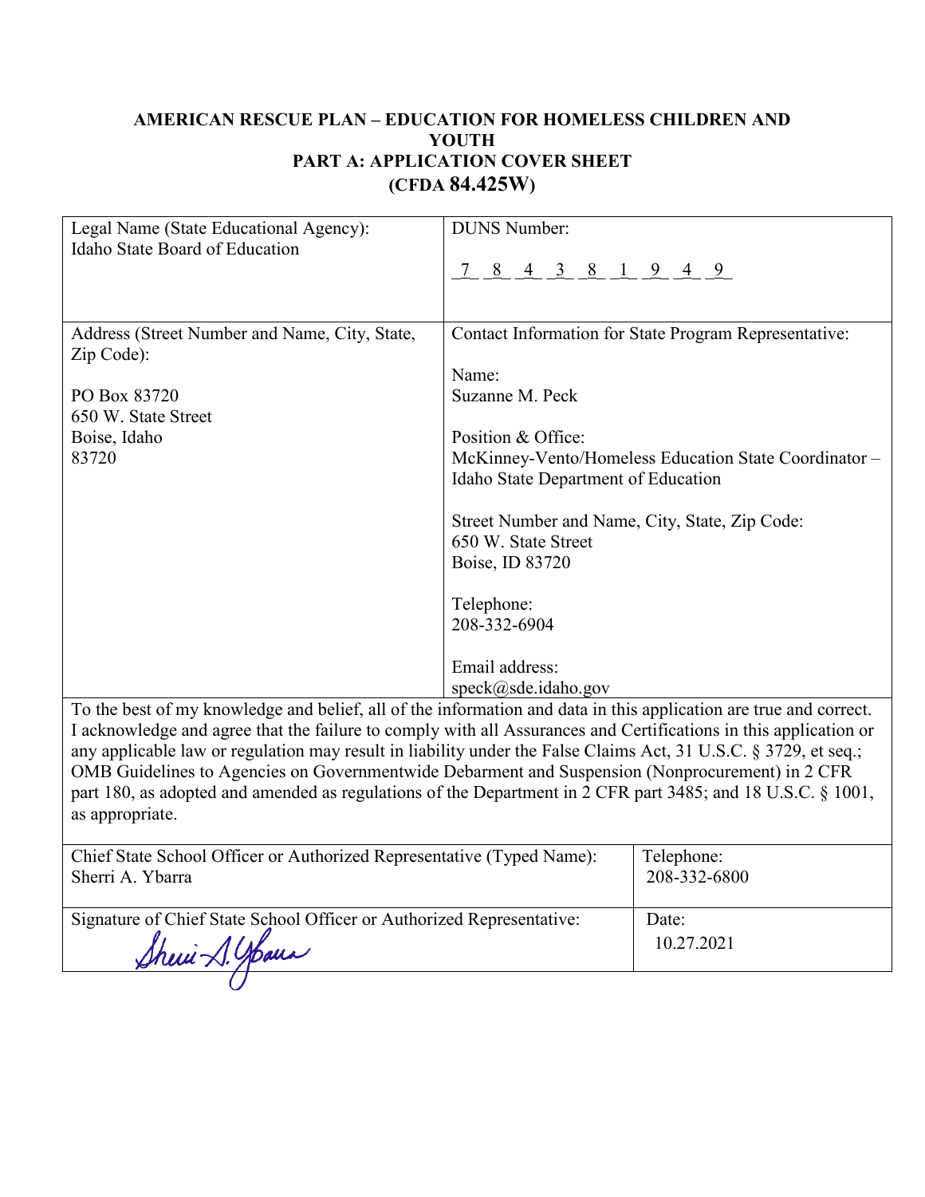# AMERICAN RESCUE PLAN – EDUCATION FOR HOMELESS CHILDREN AND YOUTH
## PART A: APPLICATION COVER SHEET
## (CFDA 84.425W)

| Legal Name (State Educational Agency): Idaho State Board of Education | DUNS Number: 7 8 4 3 8 1 9 4 9 |
|---|---|
| Address (Street Number and Name, City, State, Zip Code): <br><br> PO Box 83720 <br> 650 W. State Street <br> Boise, Idaho <br> 83720 | Contact Information for State Program Representative: <br><br> Name: <br> Suzanne M. Peck <br><br> Position & Office: <br> McKinney-Vento/Homeless Education State Coordinator – Idaho State Department of Education <br><br> Street Number and Name, City, State, Zip Code: <br> 650 W. State Street <br> Boise, ID 83720 <br><br> Telephone: <br> 208-332-6904 <br><br> Email address: <br> speck@sde.idaho.gov |

To the best of my knowledge and belief, all of the information and data in this application are true and correct. I acknowledge and agree that the failure to comply with all Assurances and Certifications in this application or any applicable law or regulation may result in liability under the False Claims Act, 31 U.S.C. § 3729, et seq.; OMB Guidelines to Agencies on Governmentwide Debarment and Suspension (Nonprocurement) in 2 CFR part 180, as adopted and amended as regulations of the Department in 2 CFR part 3485; and 18 U.S.C. § 1001, as appropriate.

| Chief State School Officer or Authorized Representative (Typed Name): Sherri A. Ybarra | Telephone: 208-332-6800 |
|---|---|
| Signature of Chief State School Officer or Authorized Representative: Sherri A. Ybarra | Date: 10.27.2021 |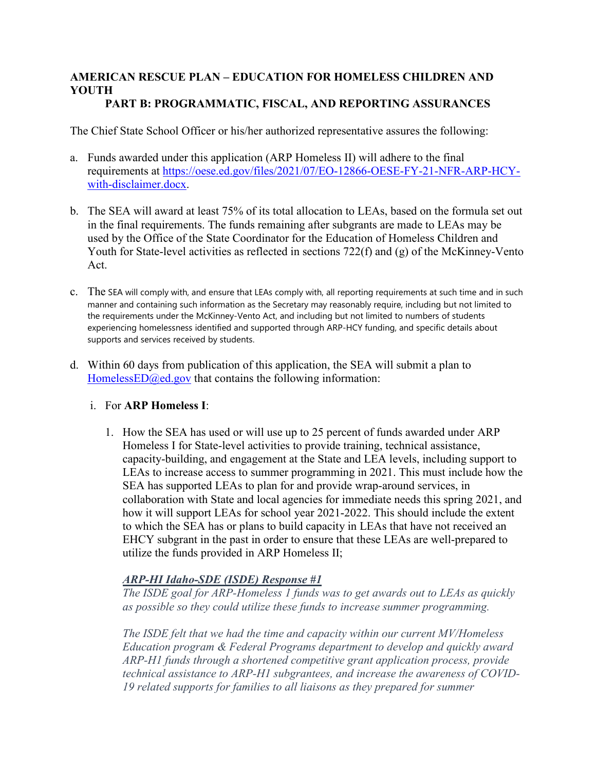**AMERICAN RESCUE PLAN – EDUCATION FOR HOMELESS CHILDREN AND YOUTH**
**PART B: PROGRAMMATIC, FISCAL, AND REPORTING ASSURANCES**

The Chief State School Officer or his/her authorized representative assures the following:

a. Funds awarded under this application (ARP Homeless II) will adhere to the final requirements at https://oese.ed.gov/files/2021/07/EO-12866-OESE-FY-21-NFR-ARP-HCY-with-disclaimer.docx.

b. The SEA will award at least 75% of its total allocation to LEAs, based on the formula set out in the final requirements. The funds remaining after subgrants are made to LEAs may be used by the Office of the State Coordinator for the Education of Homeless Children and Youth for State-level activities as reflected in sections 722(f) and (g) of the McKinney-Vento Act.

c. The SEA will comply with, and ensure that LEAs comply with, all reporting requirements at such time and in such manner and containing such information as the Secretary may reasonably require, including but not limited to the requirements under the McKinney-Vento Act, and including but not limited to numbers of students experiencing homelessness identified and supported through ARP-HCY funding, and specific details about supports and services received by students.

d. Within 60 days from publication of this application, the SEA will submit a plan to HomelessED@ed.gov that contains the following information:

   i. For **ARP Homeless I**:

      1. How the SEA has used or will use up to 25 percent of funds awarded under ARP Homeless I for State-level activities to provide training, technical assistance, capacity-building, and engagement at the State and LEA levels, including support to LEAs to increase access to summer programming in 2021. This must include how the SEA has supported LEAs to plan for and provide wrap-around services, in collaboration with State and local agencies for immediate needs this spring 2021, and how it will support LEAs for school year 2021-2022. This should include the extent to which the SEA has or plans to build capacity in LEAs that have not received an EHCY subgrant in the past in order to ensure that these LEAs are well-prepared to utilize the funds provided in ARP Homeless II;

      ***ARP-HI Idaho-SDE (ISDE) Response #1***

      *The ISDE goal for ARP-Homeless 1 funds was to get awards out to LEAs as quickly as possible so they could utilize these funds to increase summer programming.*

      *The ISDE felt that we had the time and capacity within our current MV/Homeless Education program & Federal Programs department to develop and quickly award ARP-H1 funds through a shortened competitive grant application process, provide technical assistance to ARP-H1 subgrantees, and increase the awareness of COVID-19 related supports for families to all liaisons as they prepared for summer*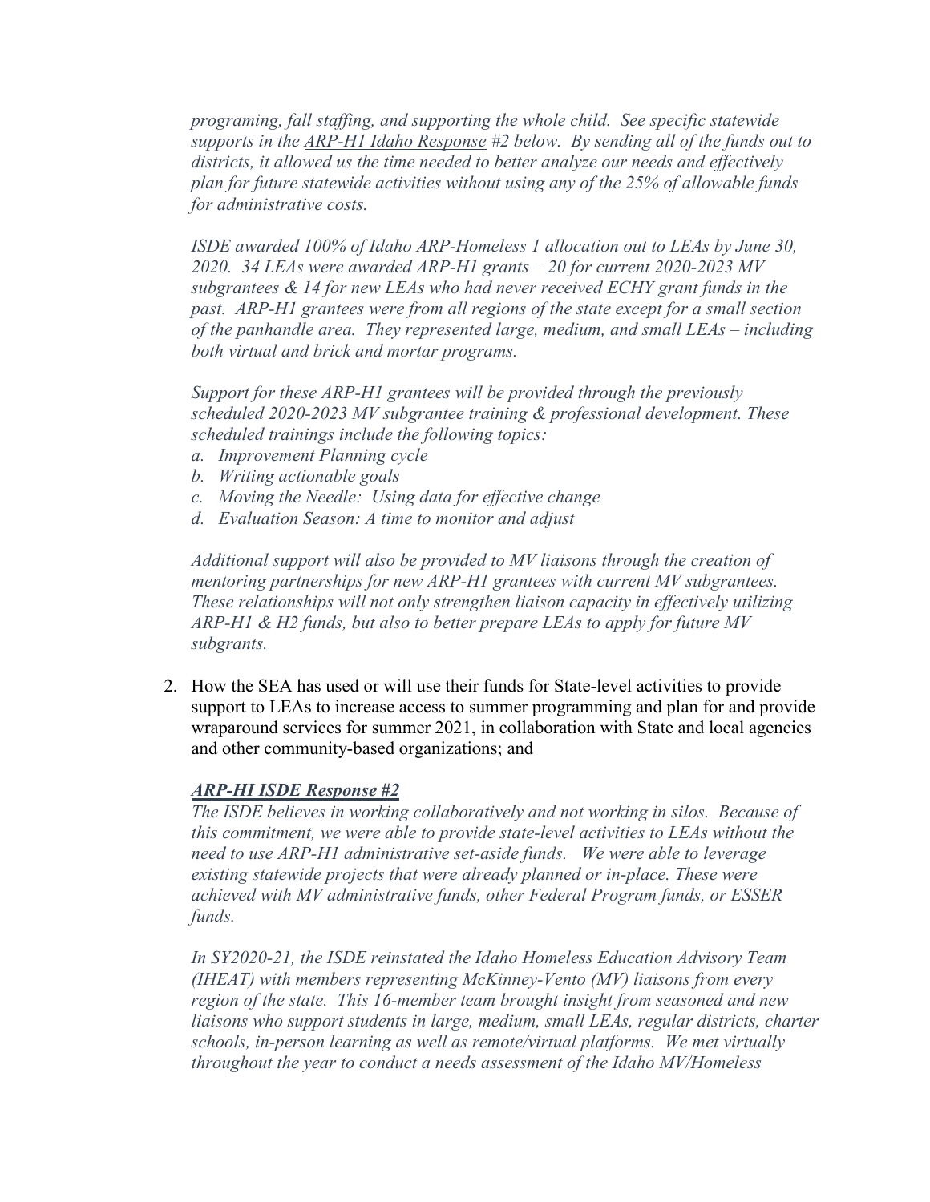*programing, fall staffing, and supporting the whole child. See specific statewide supports in the ARP-H1 Idaho Response #2 below. By sending all of the funds out to districts, it allowed us the time needed to better analyze our needs and effectively plan for future statewide activities without using any of the 25% of allowable funds for administrative costs.*

*ISDE awarded 100% of Idaho ARP-Homeless 1 allocation out to LEAs by June 30, 2020. 34 LEAs were awarded ARP-H1 grants – 20 for current 2020-2023 MV subgrantees & 14 for new LEAs who had never received ECHY grant funds in the past. ARP-H1 grantees were from all regions of the state except for a small section of the panhandle area. They represented large, medium, and small LEAs – including both virtual and brick and mortar programs.*

*Support for these ARP-H1 grantees will be provided through the previously scheduled 2020-2023 MV subgrantee training & professional development. These scheduled trainings include the following topics:*

*a. Improvement Planning cycle*
*b. Writing actionable goals*
*c. Moving the Needle: Using data for effective change*
*d. Evaluation Season: A time to monitor and adjust*

*Additional support will also be provided to MV liaisons through the creation of mentoring partnerships for new ARP-H1 grantees with current MV subgrantees. These relationships will not only strengthen liaison capacity in effectively utilizing ARP-H1 & H2 funds, but also to better prepare LEAs to apply for future MV subgrants.*

2. How the SEA has used or will use their funds for State-level activities to provide support to LEAs to increase access to summer programming and plan for and provide wraparound services for summer 2021, in collaboration with State and local agencies and other community-based organizations; and

***ARP-HI ISDE Response #2***

*The ISDE believes in working collaboratively and not working in silos. Because of this commitment, we were able to provide state-level activities to LEAs without the need to use ARP-H1 administrative set-aside funds. We were able to leverage existing statewide projects that were already planned or in-place. These were achieved with MV administrative funds, other Federal Program funds, or ESSER funds.*

*In SY2020-21, the ISDE reinstated the Idaho Homeless Education Advisory Team (IHEAT) with members representing McKinney-Vento (MV) liaisons from every region of the state. This 16-member team brought insight from seasoned and new liaisons who support students in large, medium, small LEAs, regular districts, charter schools, in-person learning as well as remote/virtual platforms. We met virtually throughout the year to conduct a needs assessment of the Idaho MV/Homeless*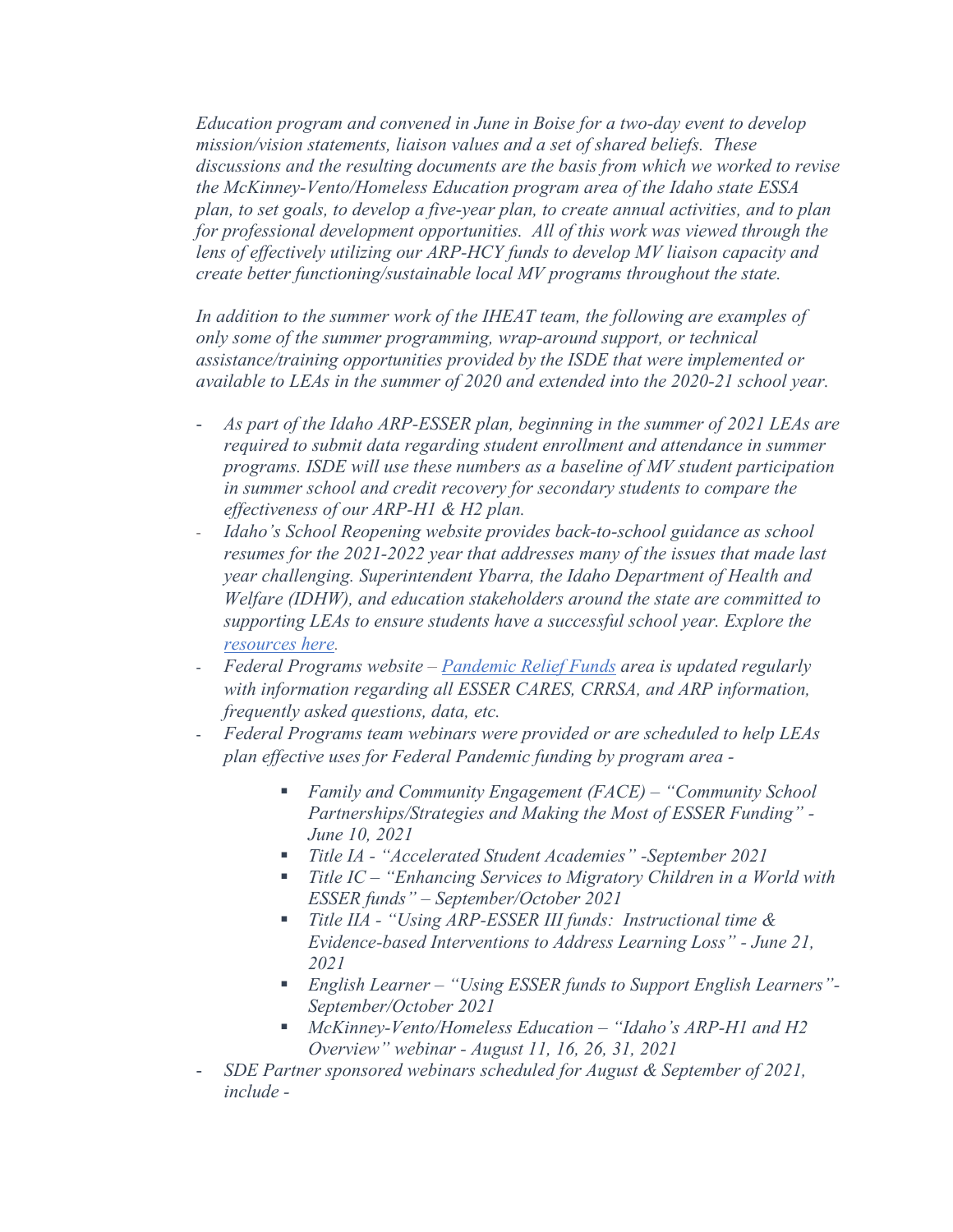*Education program and convened in June in Boise for a two-day event to develop mission/vision statements, liaison values and a set of shared beliefs. These discussions and the resulting documents are the basis from which we worked to revise the McKinney-Vento/Homeless Education program area of the Idaho state ESSA plan, to set goals, to develop a five-year plan, to create annual activities, and to plan for professional development opportunities. All of this work was viewed through the lens of effectively utilizing our ARP-HCY funds to develop MV liaison capacity and create better functioning/sustainable local MV programs throughout the state.*

*In addition to the summer work of the IHEAT team, the following are examples of only some of the summer programming, wrap-around support, or technical assistance/training opportunities provided by the ISDE that were implemented or available to LEAs in the summer of 2020 and extended into the 2020-21 school year.*

- *As part of the Idaho ARP-ESSER plan, beginning in the summer of 2021 LEAs are required to submit data regarding student enrollment and attendance in summer programs. ISDE will use these numbers as a baseline of MV student participation in summer school and credit recovery for secondary students to compare the effectiveness of our ARP-H1 & H2 plan.*
- *Idaho's School Reopening website provides back-to-school guidance as school resumes for the 2021-2022 year that addresses many of the issues that made last year challenging. Superintendent Ybarra, the Idaho Department of Health and Welfare (IDHW), and education stakeholders around the state are committed to supporting LEAs to ensure students have a successful school year. Explore the resources here.*
- *Federal Programs website – Pandemic Relief Funds area is updated regularly with information regarding all ESSER CARES, CRRSA, and ARP information, frequently asked questions, data, etc.*
- *Federal Programs team webinars were provided or are scheduled to help LEAs plan effective uses for Federal Pandemic funding by program area -*
  - *Family and Community Engagement (FACE) – "Community School Partnerships/Strategies and Making the Most of ESSER Funding" - June 10, 2021*
  - *Title IA - "Accelerated Student Academies" -September 2021*
  - *Title IC – "Enhancing Services to Migratory Children in a World with ESSER funds" – September/October 2021*
  - *Title IIA - "Using ARP-ESSER III funds: Instructional time & Evidence-based Interventions to Address Learning Loss" - June 21, 2021*
  - *English Learner – "Using ESSER funds to Support English Learners"- September/October 2021*
  - *McKinney-Vento/Homeless Education – "Idaho's ARP-H1 and H2 Overview" webinar - August 11, 16, 26, 31, 2021*
- *SDE Partner sponsored webinars scheduled for August & September of 2021, include -*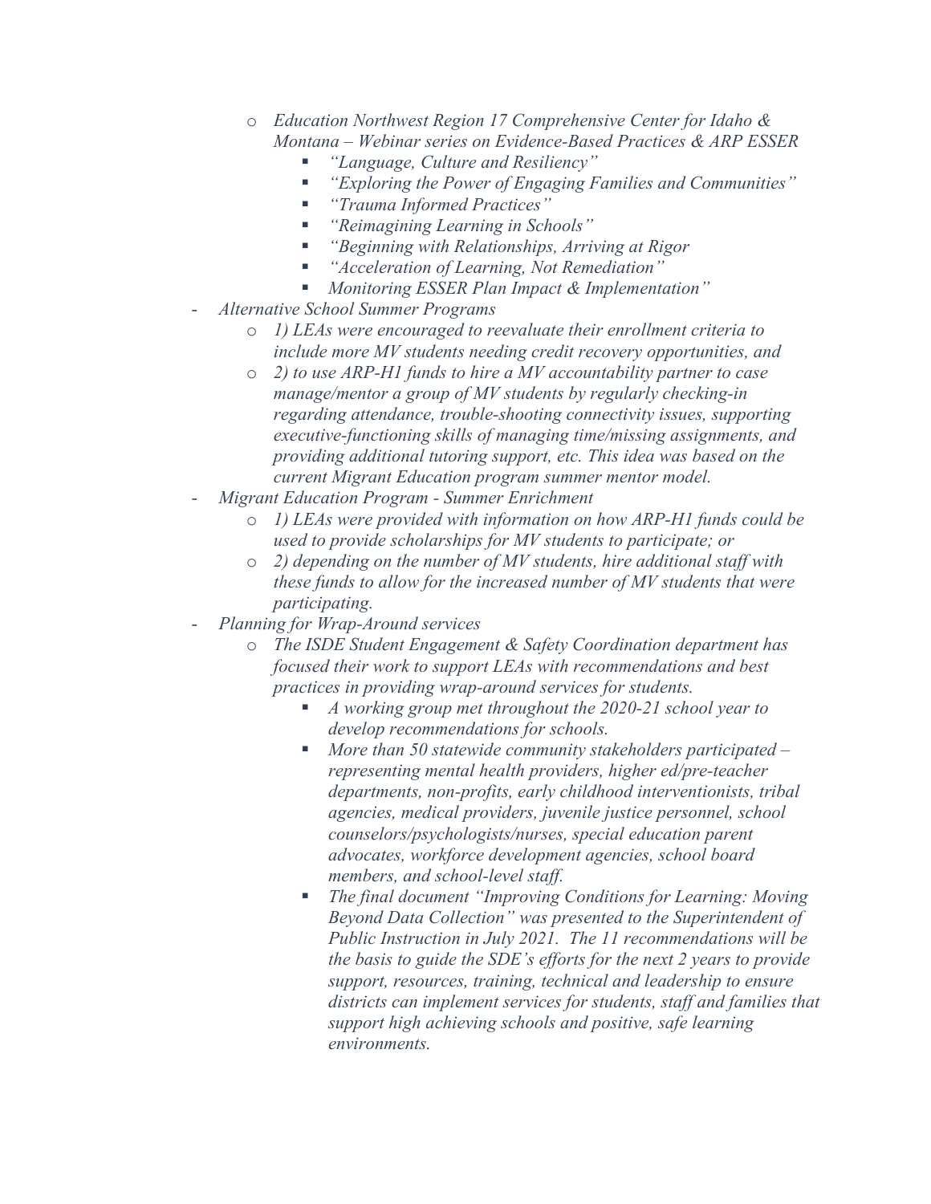- *Education Northwest Region 17 Comprehensive Center for Idaho & Montana – Webinar series on Evidence-Based Practices & ARP ESSER*
    - *"Language, Culture and Resiliency"*
    - *"Exploring the Power of Engaging Families and Communities"*
    - *"Trauma Informed Practices"*
    - *"Reimagining Learning in Schools"*
    - *"Beginning with Relationships, Arriving at Rigor*
    - *"Acceleration of Learning, Not Remediation"*
    - *Monitoring ESSER Plan Impact & Implementation"*
- *Alternative School Summer Programs*
  - *1) LEAs were encouraged to reevaluate their enrollment criteria to include more MV students needing credit recovery opportunities, and*
  - *2) to use ARP-H1 funds to hire a MV accountability partner to case manage/mentor a group of MV students by regularly checking-in regarding attendance, trouble-shooting connectivity issues, supporting executive-functioning skills of managing time/missing assignments, and providing additional tutoring support, etc. This idea was based on the current Migrant Education program summer mentor model.*
- *Migrant Education Program - Summer Enrichment*
  - *1) LEAs were provided with information on how ARP-H1 funds could be used to provide scholarships for MV students to participate; or*
  - *2) depending on the number of MV students, hire additional staff with these funds to allow for the increased number of MV students that were participating.*
- *Planning for Wrap-Around services*
  - *The ISDE Student Engagement & Safety Coordination department has focused their work to support LEAs with recommendations and best practices in providing wrap-around services for students.*
    - *A working group met throughout the 2020-21 school year to develop recommendations for schools.*
    - *More than 50 statewide community stakeholders participated – representing mental health providers, higher ed/pre-teacher departments, non-profits, early childhood interventionists, tribal agencies, medical providers, juvenile justice personnel, school counselors/psychologists/nurses, special education parent advocates, workforce development agencies, school board members, and school-level staff.*
    - *The final document "Improving Conditions for Learning: Moving Beyond Data Collection" was presented to the Superintendent of Public Instruction in July 2021. The 11 recommendations will be the basis to guide the SDE's efforts for the next 2 years to provide support, resources, training, technical and leadership to ensure districts can implement services for students, staff and families that support high achieving schools and positive, safe learning environments.*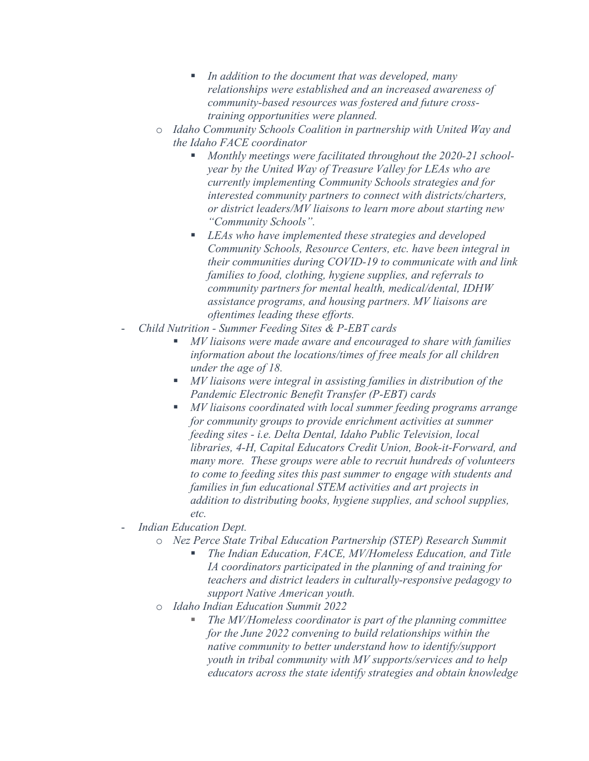- *In addition to the document that was developed, many relationships were established and an increased awareness of community-based resources was fostered and future cross-training opportunities were planned.*
    - *Idaho Community Schools Coalition in partnership with United Way and the Idaho FACE coordinator*
        - *Monthly meetings were facilitated throughout the 2020-21 school-year by the United Way of Treasure Valley for LEAs who are currently implementing Community Schools strategies and for interested community partners to connect with districts/charters, or district leaders/MV liaisons to learn more about starting new "Community Schools".*
        - *LEAs who have implemented these strategies and developed Community Schools, Resource Centers, etc. have been integral in their communities during COVID-19 to communicate with and link families to food, clothing, hygiene supplies, and referrals to community partners for mental health, medical/dental, IDHW assistance programs, and housing partners. MV liaisons are oftentimes leading these efforts.*
- *Child Nutrition - Summer Feeding Sites & P-EBT cards*
    - *MV liaisons were made aware and encouraged to share with families information about the locations/times of free meals for all children under the age of 18.*
    - *MV liaisons were integral in assisting families in distribution of the Pandemic Electronic Benefit Transfer (P-EBT) cards*
    - *MV liaisons coordinated with local summer feeding programs arrange for community groups to provide enrichment activities at summer feeding sites - i.e. Delta Dental, Idaho Public Television, local libraries, 4-H, Capital Educators Credit Union, Book-it-Forward, and many more. These groups were able to recruit hundreds of volunteers to come to feeding sites this past summer to engage with students and families in fun educational STEM activities and art projects in addition to distributing books, hygiene supplies, and school supplies, etc.*
- *Indian Education Dept.*
    - *Nez Perce State Tribal Education Partnership (STEP) Research Summit*
        - *The Indian Education, FACE, MV/Homeless Education, and Title IA coordinators participated in the planning of and training for teachers and district leaders in culturally-responsive pedagogy to support Native American youth.*
    - *Idaho Indian Education Summit 2022*
        - *The MV/Homeless coordinator is part of the planning committee for the June 2022 convening to build relationships within the native community to better understand how to identify/support youth in tribal community with MV supports/services and to help educators across the state identify strategies and obtain knowledge*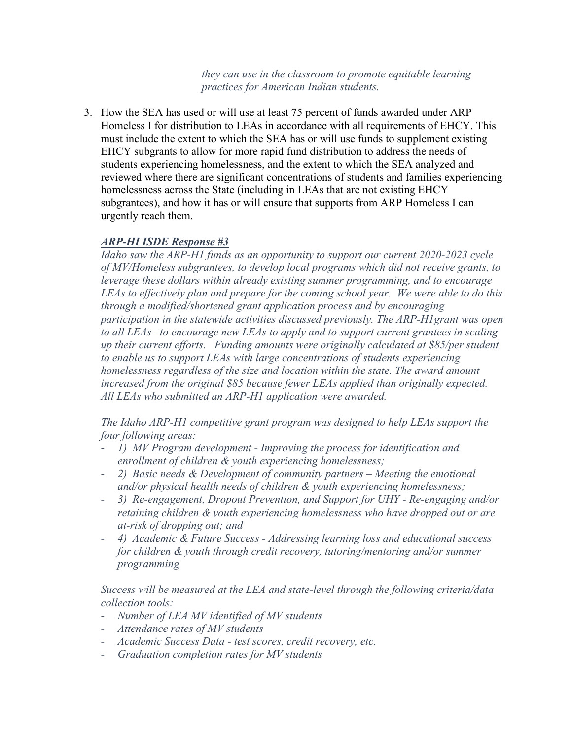*they can use in the classroom to promote equitable learning practices for American Indian students.*

3. How the SEA has used or will use at least 75 percent of funds awarded under ARP Homeless I for distribution to LEAs in accordance with all requirements of EHCY. This must include the extent to which the SEA has or will use funds to supplement existing EHCY subgrants to allow for more rapid fund distribution to address the needs of students experiencing homelessness, and the extent to which the SEA analyzed and reviewed where there are significant concentrations of students and families experiencing homelessness across the State (including in LEAs that are not existing EHCY subgrantees), and how it has or will ensure that supports from ARP Homeless I can urgently reach them.

***ARP-HI ISDE Response #3***

*Idaho saw the ARP-H1 funds as an opportunity to support our current 2020-2023 cycle of MV/Homeless subgrantees, to develop local programs which did not receive grants, to leverage these dollars within already existing summer programming, and to encourage LEAs to effectively plan and prepare for the coming school year. We were able to do this through a modified/shortened grant application process and by encouraging participation in the statewide activities discussed previously. The ARP-H1grant was open to all LEAs –to encourage new LEAs to apply and to support current grantees in scaling up their current efforts. Funding amounts were originally calculated at $85/per student to enable us to support LEAs with large concentrations of students experiencing homelessness regardless of the size and location within the state. The award amount increased from the original $85 because fewer LEAs applied than originally expected. All LEAs who submitted an ARP-H1 application were awarded.*

*The Idaho ARP-H1 competitive grant program was designed to help LEAs support the four following areas:*

- *1) MV Program development - Improving the process for identification and enrollment of children & youth experiencing homelessness;*
- *2) Basic needs & Development of community partners – Meeting the emotional and/or physical health needs of children & youth experiencing homelessness;*
- *3) Re-engagement, Dropout Prevention, and Support for UHY - Re-engaging and/or retaining children & youth experiencing homelessness who have dropped out or are at-risk of dropping out; and*
- *4) Academic & Future Success - Addressing learning loss and educational success for children & youth through credit recovery, tutoring/mentoring and/or summer programming*

*Success will be measured at the LEA and state-level through the following criteria/data collection tools:*

- *Number of LEA MV identified of MV students*
- *Attendance rates of MV students*
- *Academic Success Data - test scores, credit recovery, etc.*
- *Graduation completion rates for MV students*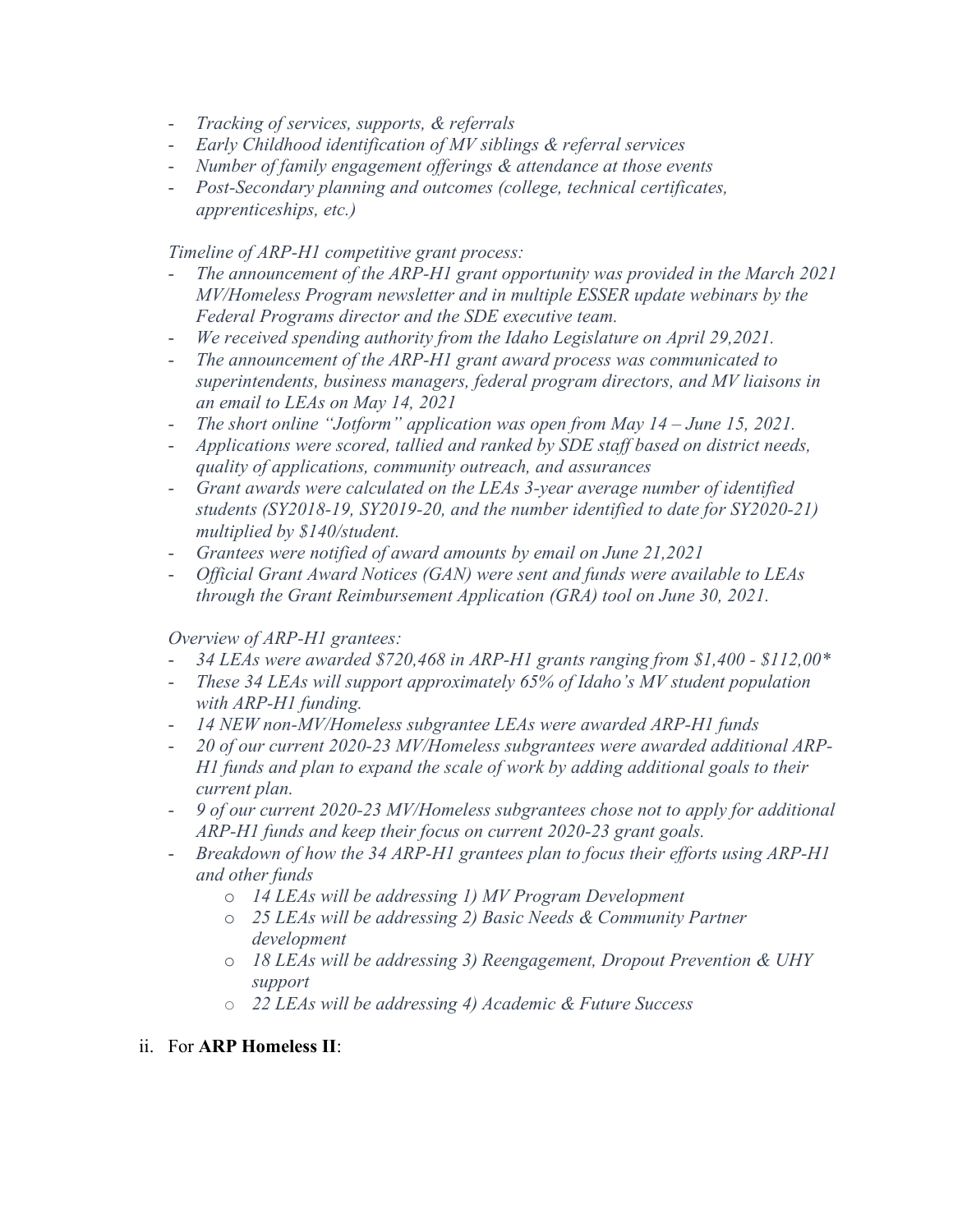- *Tracking of services, supports, & referrals*
- *Early Childhood identification of MV siblings & referral services*
- *Number of family engagement offerings & attendance at those events*
- *Post-Secondary planning and outcomes (college, technical certificates, apprenticeships, etc.)*

*Timeline of ARP-H1 competitive grant process:*

- *The announcement of the ARP-H1 grant opportunity was provided in the March 2021 MV/Homeless Program newsletter and in multiple ESSER update webinars by the Federal Programs director and the SDE executive team.*
- *We received spending authority from the Idaho Legislature on April 29,2021.*
- *The announcement of the ARP-H1 grant award process was communicated to superintendents, business managers, federal program directors, and MV liaisons in an email to LEAs on May 14, 2021*
- *The short online "Jotform" application was open from May 14 – June 15, 2021.*
- *Applications were scored, tallied and ranked by SDE staff based on district needs, quality of applications, community outreach, and assurances*
- *Grant awards were calculated on the LEAs 3-year average number of identified students (SY2018-19, SY2019-20, and the number identified to date for SY2020-21) multiplied by $140/student.*
- *Grantees were notified of award amounts by email on June 21,2021*
- *Official Grant Award Notices (GAN) were sent and funds were available to LEAs through the Grant Reimbursement Application (GRA) tool on June 30, 2021.*

*Overview of ARP-H1 grantees:*

- *34 LEAs were awarded $720,468 in ARP-H1 grants ranging from $1,400 - $112,00**
- *These 34 LEAs will support approximately 65% of Idaho's MV student population with ARP-H1 funding.*
- *14 NEW non-MV/Homeless subgrantee LEAs were awarded ARP-H1 funds*
- *20 of our current 2020-23 MV/Homeless subgrantees were awarded additional ARP-H1 funds and plan to expand the scale of work by adding additional goals to their current plan.*
- *9 of our current 2020-23 MV/Homeless subgrantees chose not to apply for additional ARP-H1 funds and keep their focus on current 2020-23 grant goals.*
- *Breakdown of how the 34 ARP-H1 grantees plan to focus their efforts using ARP-H1 and other funds*
  - *14 LEAs will be addressing 1) MV Program Development*
  - *25 LEAs will be addressing 2) Basic Needs & Community Partner development*
  - *18 LEAs will be addressing 3) Reengagement, Dropout Prevention & UHY support*
  - *22 LEAs will be addressing 4) Academic & Future Success*

ii. For **ARP Homeless II**: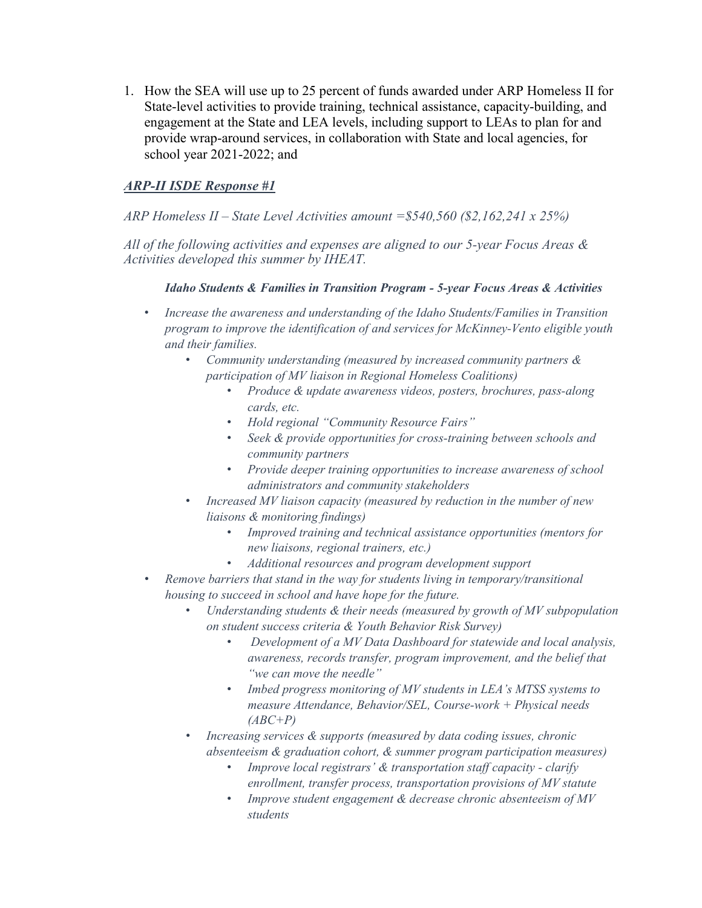1. How the SEA will use up to 25 percent of funds awarded under ARP Homeless II for State-level activities to provide training, technical assistance, capacity-building, and engagement at the State and LEA levels, including support to LEAs to plan for and provide wrap-around services, in collaboration with State and local agencies, for school year 2021-2022; and

***ARP-II ISDE Response #1***

*ARP Homeless II – State Level Activities amount =$540,560 ($2,162,241 x 25%)*

*All of the following activities and expenses are aligned to our 5-year Focus Areas & Activities developed this summer by IHEAT.*

***Idaho Students & Families in Transition Program - 5-year Focus Areas & Activities***

- *Increase the awareness and understanding of the Idaho Students/Families in Transition program to improve the identification of and services for McKinney-Vento eligible youth and their families.*
    - *Community understanding (measured by increased community partners & participation of MV liaison in Regional Homeless Coalitions)*
        - *Produce & update awareness videos, posters, brochures, pass-along cards, etc.*
        - *Hold regional "Community Resource Fairs"*
        - *Seek & provide opportunities for cross-training between schools and community partners*
        - *Provide deeper training opportunities to increase awareness of school administrators and community stakeholders*
    - *Increased MV liaison capacity (measured by reduction in the number of new liaisons & monitoring findings)*
        - *Improved training and technical assistance opportunities (mentors for new liaisons, regional trainers, etc.)*
        - *Additional resources and program development support*
- *Remove barriers that stand in the way for students living in temporary/transitional housing to succeed in school and have hope for the future.*
    - *Understanding students & their needs (measured by growth of MV subpopulation on student success criteria & Youth Behavior Risk Survey)*
        - *Development of a MV Data Dashboard for statewide and local analysis, awareness, records transfer, program improvement, and the belief that "we can move the needle"*
        - *Imbed progress monitoring of MV students in LEA's MTSS systems to measure Attendance, Behavior/SEL, Course-work + Physical needs (ABC+P)*
    - *Increasing services & supports (measured by data coding issues, chronic absenteeism & graduation cohort, & summer program participation measures)*
        - *Improve local registrars' & transportation staff capacity - clarify enrollment, transfer process, transportation provisions of MV statute*
        - *Improve student engagement & decrease chronic absenteeism of MV students*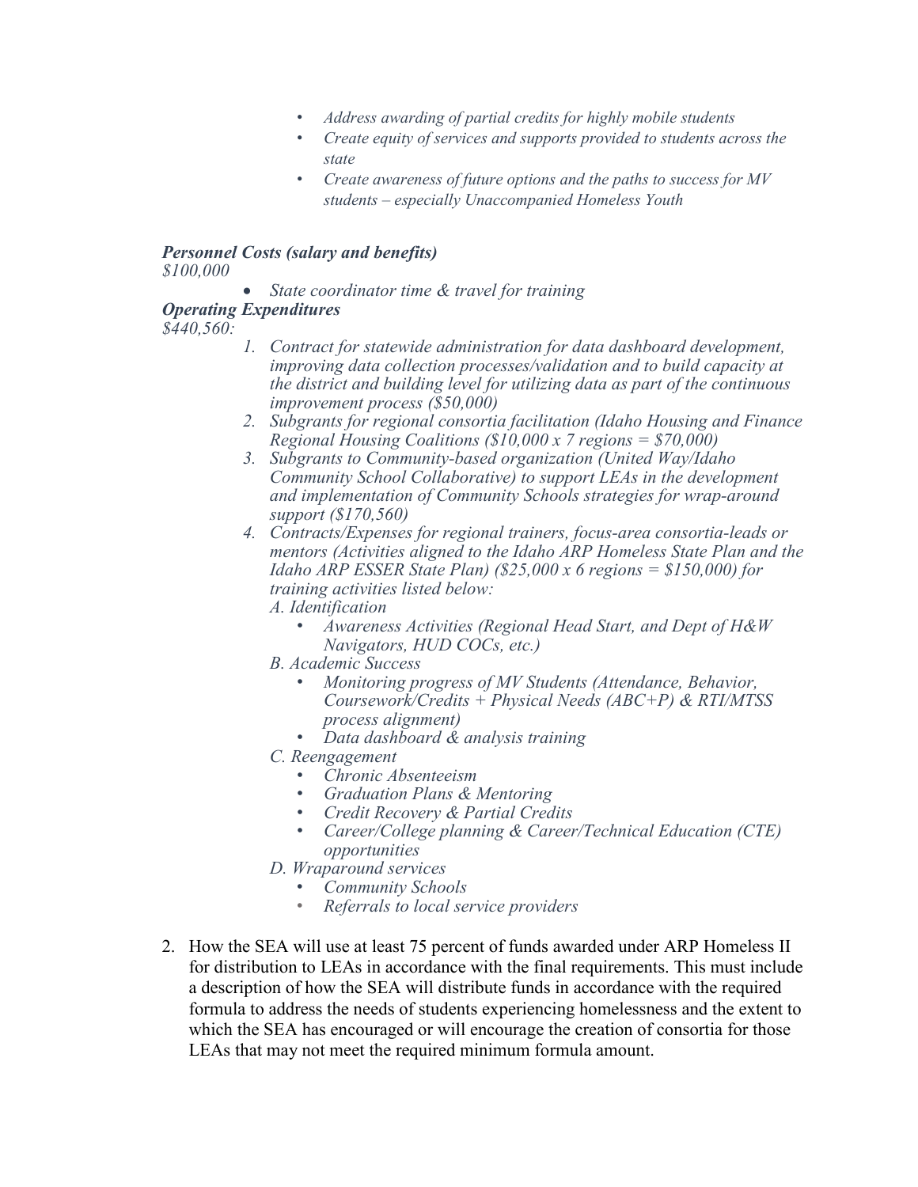- *Address awarding of partial credits for highly mobile students*
- *Create equity of services and supports provided to students across the state*
- *Create awareness of future options and the paths to success for MV students – especially Unaccompanied Homeless Youth*

***Personnel Costs (salary and benefits)***
*$100,000*

- *State coordinator time & travel for training*

***Operating Expenditures***
*$440,560:*

1. *Contract for statewide administration for data dashboard development, improving data collection processes/validation and to build capacity at the district and building level for utilizing data as part of the continuous improvement process ($50,000)*
2. *Subgrants for regional consortia facilitation (Idaho Housing and Finance Regional Housing Coalitions ($10,000 x 7 regions = $70,000)*
3. *Subgrants to Community-based organization (United Way/Idaho Community School Collaborative) to support LEAs in the development and implementation of Community Schools strategies for wrap-around support ($170,560)*
4. *Contracts/Expenses for regional trainers, focus-area consortia-leads or mentors (Activities aligned to the Idaho ARP Homeless State Plan and the Idaho ARP ESSER State Plan) ($25,000 x 6 regions = $150,000) for training activities listed below:*
   *A. Identification*
   - *Awareness Activities (Regional Head Start, and Dept of H&W Navigators, HUD COCs, etc.)*

   *B. Academic Success*
   - *Monitoring progress of MV Students (Attendance, Behavior, Coursework/Credits + Physical Needs (ABC+P) & RTI/MTSS process alignment)*
   - *Data dashboard & analysis training*

   *C. Reengagement*
   - *Chronic Absenteeism*
   - *Graduation Plans & Mentoring*
   - *Credit Recovery & Partial Credits*
   - *Career/College planning & Career/Technical Education (CTE) opportunities*

   *D. Wraparound services*
   - *Community Schools*
   - *Referrals to local service providers*

2. How the SEA will use at least 75 percent of funds awarded under ARP Homeless II for distribution to LEAs in accordance with the final requirements. This must include a description of how the SEA will distribute funds in accordance with the required formula to address the needs of students experiencing homelessness and the extent to which the SEA has encouraged or will encourage the creation of consortia for those LEAs that may not meet the required minimum formula amount.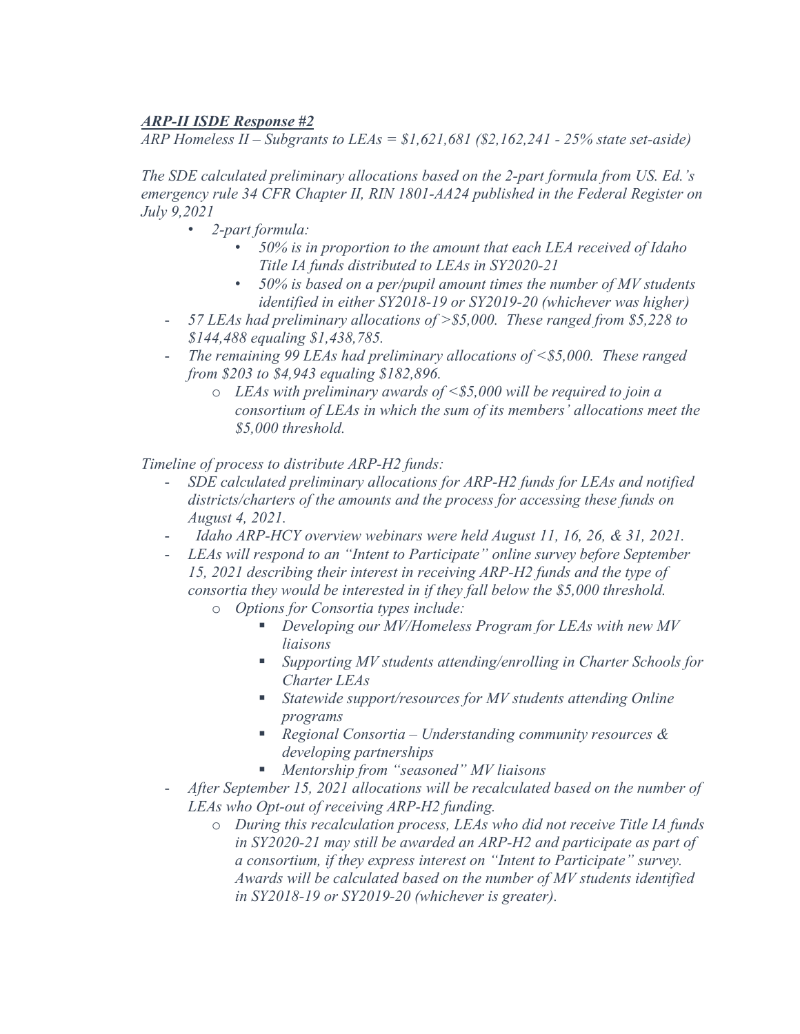***ARP-II ISDE Response #2***

*ARP Homeless II – Subgrants to LEAs = $1,621,681 ($2,162,241 - 25% state set-aside)*

*The SDE calculated preliminary allocations based on the 2-part formula from US. Ed.'s emergency rule 34 CFR Chapter II, RIN 1801-AA24 published in the Federal Register on July 9,2021*

- *2-part formula:*
  - *50% is in proportion to the amount that each LEA received of Idaho Title IA funds distributed to LEAs in SY2020-21*
  - *50% is based on a per/pupil amount times the number of MV students identified in either SY2018-19 or SY2019-20 (whichever was higher)*
- *57 LEAs had preliminary allocations of >$5,000. These ranged from $5,228 to $144,488 equaling $1,438,785.*
- *The remaining 99 LEAs had preliminary allocations of <$5,000. These ranged from $203 to $4,943 equaling $182,896.*
  - *LEAs with preliminary awards of <$5,000 will be required to join a consortium of LEAs in which the sum of its members' allocations meet the $5,000 threshold.*

*Timeline of process to distribute ARP-H2 funds:*

- *SDE calculated preliminary allocations for ARP-H2 funds for LEAs and notified districts/charters of the amounts and the process for accessing these funds on August 4, 2021.*
- *Idaho ARP-HCY overview webinars were held August 11, 16, 26, & 31, 2021.*
- *LEAs will respond to an "Intent to Participate" online survey before September 15, 2021 describing their interest in receiving ARP-H2 funds and the type of consortia they would be interested in if they fall below the $5,000 threshold.*
  - *Options for Consortia types include:*
    - *Developing our MV/Homeless Program for LEAs with new MV liaisons*
    - *Supporting MV students attending/enrolling in Charter Schools for Charter LEAs*
    - *Statewide support/resources for MV students attending Online programs*
    - *Regional Consortia – Understanding community resources & developing partnerships*
    - *Mentorship from "seasoned" MV liaisons*
- *After September 15, 2021 allocations will be recalculated based on the number of LEAs who Opt-out of receiving ARP-H2 funding.*
  - *During this recalculation process, LEAs who did not receive Title IA funds in SY2020-21 may still be awarded an ARP-H2 and participate as part of a consortium, if they express interest on "Intent to Participate" survey. Awards will be calculated based on the number of MV students identified in SY2018-19 or SY2019-20 (whichever is greater).*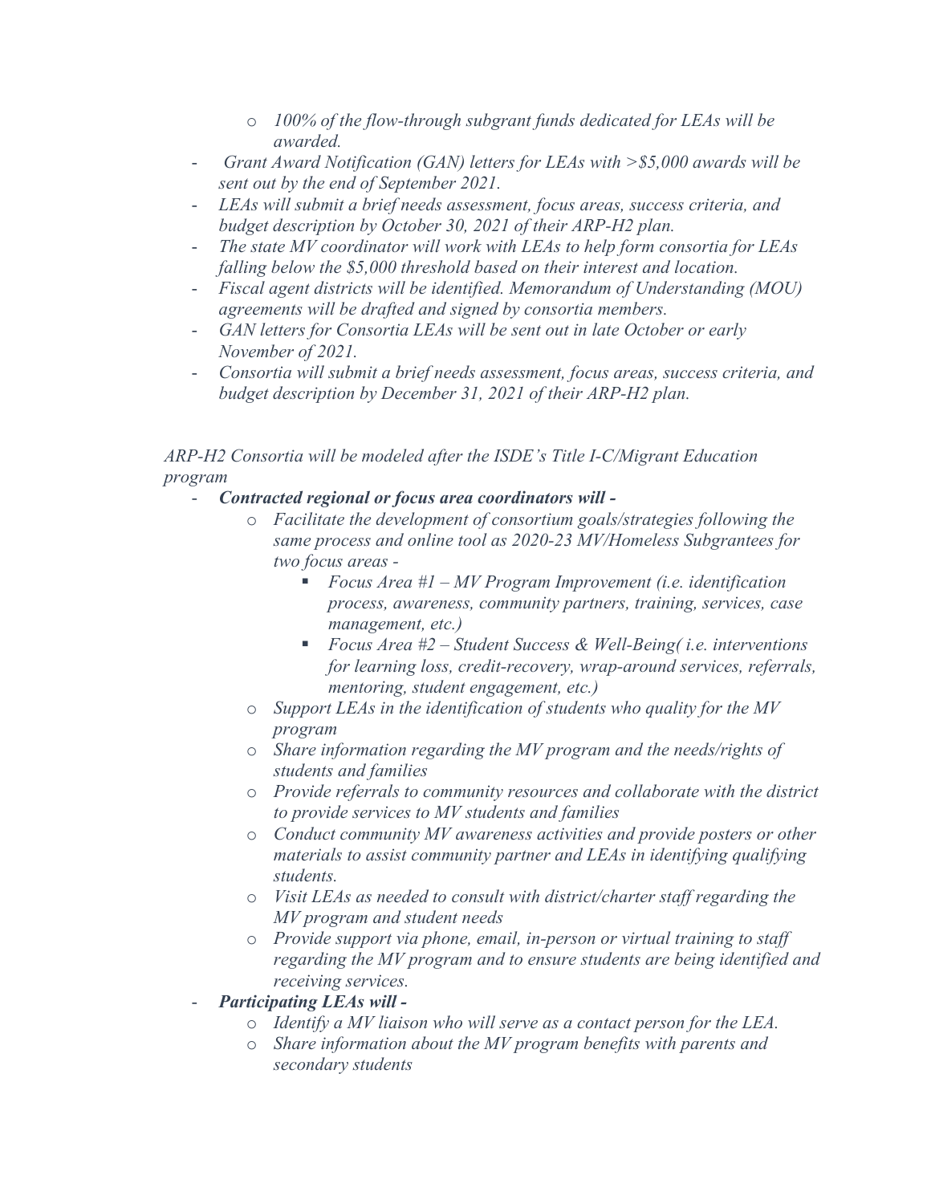- *100% of the flow-through subgrant funds dedicated for LEAs will be awarded.*
- *Grant Award Notification (GAN) letters for LEAs with >$5,000 awards will be sent out by the end of September 2021.*
- *LEAs will submit a brief needs assessment, focus areas, success criteria, and budget description by October 30, 2021 of their ARP-H2 plan.*
- *The state MV coordinator will work with LEAs to help form consortia for LEAs falling below the $5,000 threshold based on their interest and location.*
- *Fiscal agent districts will be identified. Memorandum of Understanding (MOU) agreements will be drafted and signed by consortia members.*
- *GAN letters for Consortia LEAs will be sent out in late October or early November of 2021.*
- *Consortia will submit a brief needs assessment, focus areas, success criteria, and budget description by December 31, 2021 of their ARP-H2 plan.*

*ARP-H2 Consortia will be modeled after the ISDE's Title I-C/Migrant Education program*

- ***Contracted regional or focus area coordinators will -***
  - *Facilitate the development of consortium goals/strategies following the same process and online tool as 2020-23 MV/Homeless Subgrantees for two focus areas -*
    - *Focus Area #1 – MV Program Improvement (i.e. identification process, awareness, community partners, training, services, case management, etc.)*
    - *Focus Area #2 – Student Success & Well-Being( i.e. interventions for learning loss, credit-recovery, wrap-around services, referrals, mentoring, student engagement, etc.)*
  - *Support LEAs in the identification of students who quality for the MV program*
  - *Share information regarding the MV program and the needs/rights of students and families*
  - *Provide referrals to community resources and collaborate with the district to provide services to MV students and families*
  - *Conduct community MV awareness activities and provide posters or other materials to assist community partner and LEAs in identifying qualifying students.*
  - *Visit LEAs as needed to consult with district/charter staff regarding the MV program and student needs*
  - *Provide support via phone, email, in-person or virtual training to staff regarding the MV program and to ensure students are being identified and receiving services.*
- ***Participating LEAs will -***
  - *Identify a MV liaison who will serve as a contact person for the LEA.*
  - *Share information about the MV program benefits with parents and secondary students*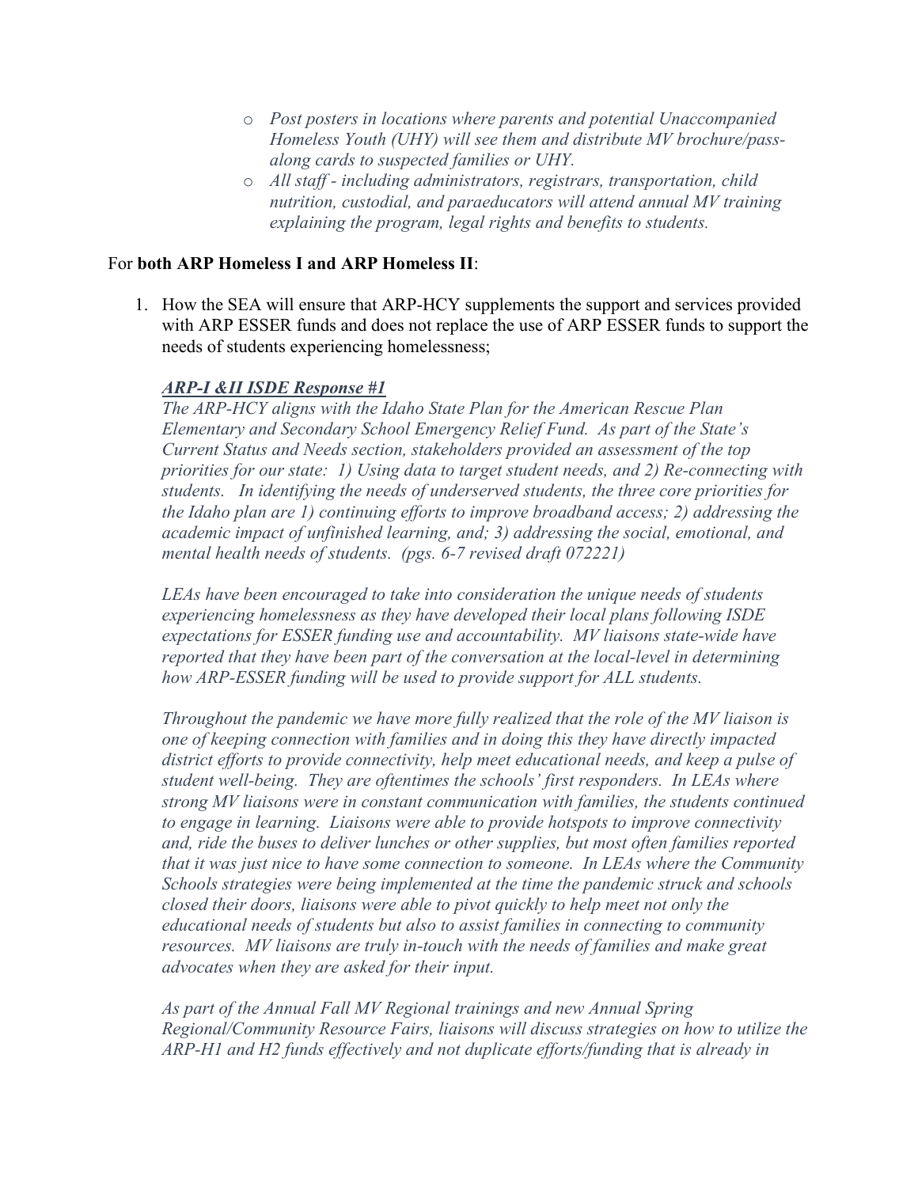- *Post posters in locations where parents and potential Unaccompanied Homeless Youth (UHY) will see them and distribute MV brochure/pass-along cards to suspected families or UHY.*
- *All staff - including administrators, registrars, transportation, child nutrition, custodial, and paraeducators will attend annual MV training explaining the program, legal rights and benefits to students.*

For **both ARP Homeless I and ARP Homeless II**:

1. How the SEA will ensure that ARP-HCY supplements the support and services provided with ARP ESSER funds and does not replace the use of ARP ESSER funds to support the needs of students experiencing homelessness;

***ARP-I &II ISDE Response #1***

*The ARP-HCY aligns with the Idaho State Plan for the American Rescue Plan Elementary and Secondary School Emergency Relief Fund. As part of the State's Current Status and Needs section, stakeholders provided an assessment of the top priorities for our state: 1) Using data to target student needs, and 2) Re-connecting with students. In identifying the needs of underserved students, the three core priorities for the Idaho plan are 1) continuing efforts to improve broadband access; 2) addressing the academic impact of unfinished learning, and; 3) addressing the social, emotional, and mental health needs of students. (pgs. 6-7 revised draft 072221)*

*LEAs have been encouraged to take into consideration the unique needs of students experiencing homelessness as they have developed their local plans following ISDE expectations for ESSER funding use and accountability. MV liaisons state-wide have reported that they have been part of the conversation at the local-level in determining how ARP-ESSER funding will be used to provide support for ALL students.*

*Throughout the pandemic we have more fully realized that the role of the MV liaison is one of keeping connection with families and in doing this they have directly impacted district efforts to provide connectivity, help meet educational needs, and keep a pulse of student well-being. They are oftentimes the schools' first responders. In LEAs where strong MV liaisons were in constant communication with families, the students continued to engage in learning. Liaisons were able to provide hotspots to improve connectivity and, ride the buses to deliver lunches or other supplies, but most often families reported that it was just nice to have some connection to someone. In LEAs where the Community Schools strategies were being implemented at the time the pandemic struck and schools closed their doors, liaisons were able to pivot quickly to help meet not only the educational needs of students but also to assist families in connecting to community resources. MV liaisons are truly in-touch with the needs of families and make great advocates when they are asked for their input.*

*As part of the Annual Fall MV Regional trainings and new Annual Spring Regional/Community Resource Fairs, liaisons will discuss strategies on how to utilize the ARP-H1 and H2 funds effectively and not duplicate efforts/funding that is already in*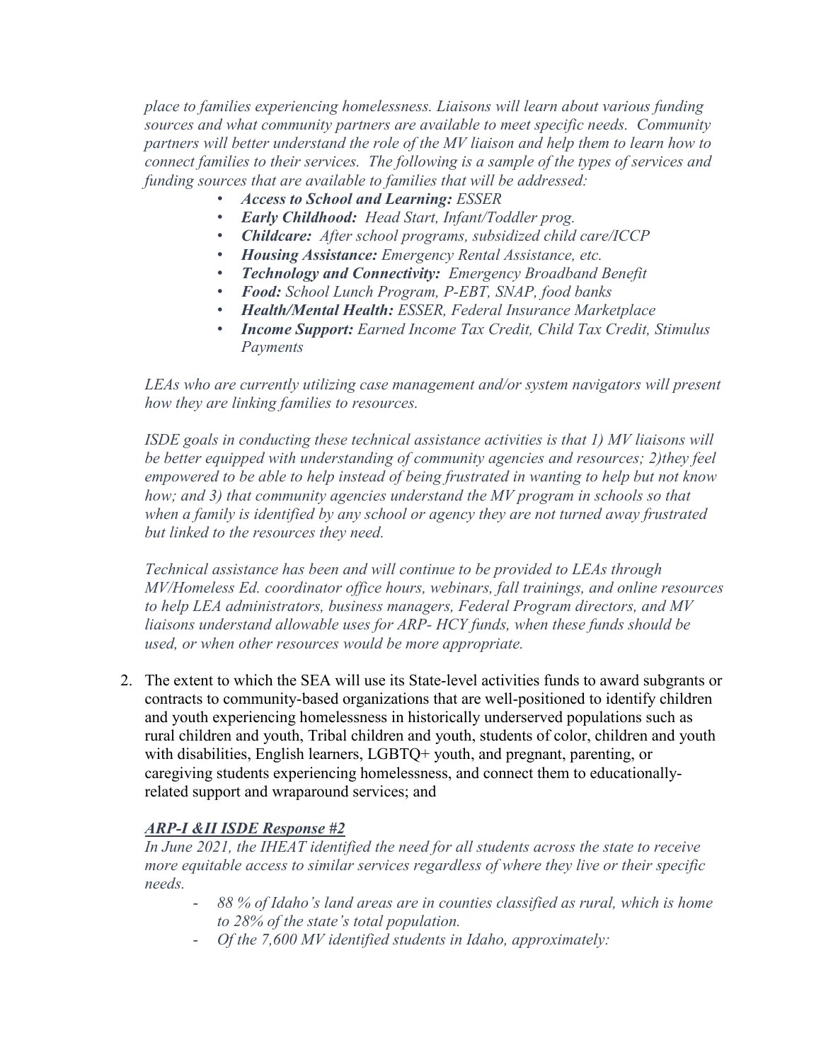*place to families experiencing homelessness. Liaisons will learn about various funding sources and what community partners are available to meet specific needs. Community partners will better understand the role of the MV liaison and help them to learn how to connect families to their services. The following is a sample of the types of services and funding sources that are available to families that will be addressed:*

- ***Access to School and Learning:** ESSER*
- ***Early Childhood:** Head Start, Infant/Toddler prog.*
- ***Childcare:** After school programs, subsidized child care/ICCP*
- ***Housing Assistance:** Emergency Rental Assistance, etc.*
- ***Technology and Connectivity:** Emergency Broadband Benefit*
- ***Food:** School Lunch Program, P-EBT, SNAP, food banks*
- ***Health/Mental Health:** ESSER, Federal Insurance Marketplace*
- ***Income Support:** Earned Income Tax Credit, Child Tax Credit, Stimulus Payments*

*LEAs who are currently utilizing case management and/or system navigators will present how they are linking families to resources.*

*ISDE goals in conducting these technical assistance activities is that 1) MV liaisons will be better equipped with understanding of community agencies and resources; 2)they feel empowered to be able to help instead of being frustrated in wanting to help but not know how; and 3) that community agencies understand the MV program in schools so that when a family is identified by any school or agency they are not turned away frustrated but linked to the resources they need.*

*Technical assistance has been and will continue to be provided to LEAs through MV/Homeless Ed. coordinator office hours, webinars, fall trainings, and online resources to help LEA administrators, business managers, Federal Program directors, and MV liaisons understand allowable uses for ARP- HCY funds, when these funds should be used, or when other resources would be more appropriate.*

2. The extent to which the SEA will use its State-level activities funds to award subgrants or contracts to community-based organizations that are well-positioned to identify children and youth experiencing homelessness in historically underserved populations such as rural children and youth, Tribal children and youth, students of color, children and youth with disabilities, English learners, LGBTQ+ youth, and pregnant, parenting, or caregiving students experiencing homelessness, and connect them to educationally-related support and wraparound services; and

***ARP-I &II ISDE Response #2***

*In June 2021, the IHEAT identified the need for all students across the state to receive more equitable access to similar services regardless of where they live or their specific needs.*

- *88 % of Idaho's land areas are in counties classified as rural, which is home to 28% of the state's total population.*
- *Of the 7,600 MV identified students in Idaho, approximately:*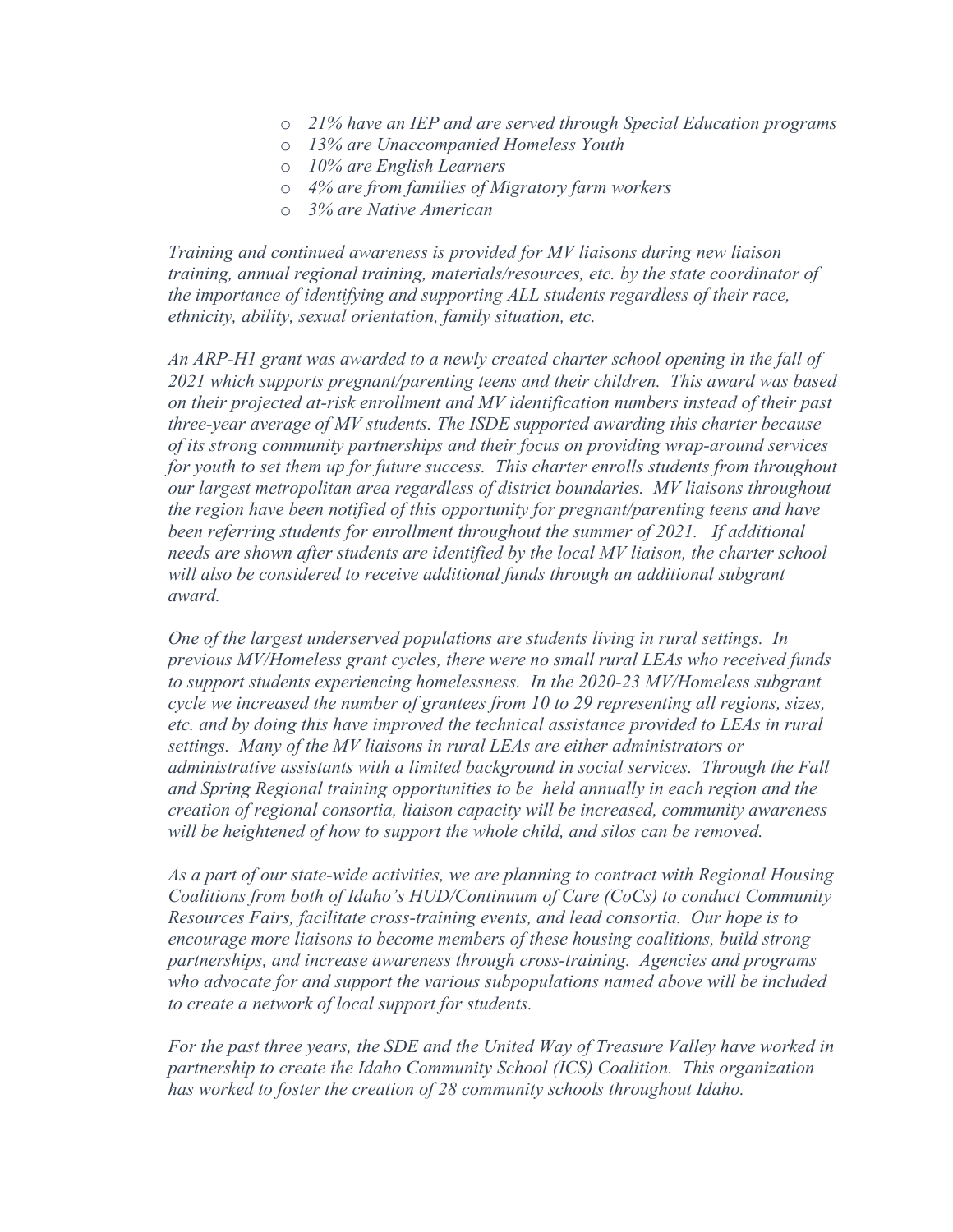- *21% have an IEP and are served through Special Education programs*
- *13% are Unaccompanied Homeless Youth*
- *10% are English Learners*
- *4% are from families of Migratory farm workers*
- *3% are Native American*

*Training and continued awareness is provided for MV liaisons during new liaison training, annual regional training, materials/resources, etc. by the state coordinator of the importance of identifying and supporting ALL students regardless of their race, ethnicity, ability, sexual orientation, family situation, etc.*

*An ARP-H1 grant was awarded to a newly created charter school opening in the fall of 2021 which supports pregnant/parenting teens and their children. This award was based on their projected at-risk enrollment and MV identification numbers instead of their past three-year average of MV students. The ISDE supported awarding this charter because of its strong community partnerships and their focus on providing wrap-around services for youth to set them up for future success. This charter enrolls students from throughout our largest metropolitan area regardless of district boundaries. MV liaisons throughout the region have been notified of this opportunity for pregnant/parenting teens and have been referring students for enrollment throughout the summer of 2021. If additional needs are shown after students are identified by the local MV liaison, the charter school will also be considered to receive additional funds through an additional subgrant award.*

*One of the largest underserved populations are students living in rural settings. In previous MV/Homeless grant cycles, there were no small rural LEAs who received funds to support students experiencing homelessness. In the 2020-23 MV/Homeless subgrant cycle we increased the number of grantees from 10 to 29 representing all regions, sizes, etc. and by doing this have improved the technical assistance provided to LEAs in rural settings. Many of the MV liaisons in rural LEAs are either administrators or administrative assistants with a limited background in social services. Through the Fall and Spring Regional training opportunities to be held annually in each region and the creation of regional consortia, liaison capacity will be increased, community awareness will be heightened of how to support the whole child, and silos can be removed.*

*As a part of our state-wide activities, we are planning to contract with Regional Housing Coalitions from both of Idaho's HUD/Continuum of Care (CoCs) to conduct Community Resources Fairs, facilitate cross-training events, and lead consortia. Our hope is to encourage more liaisons to become members of these housing coalitions, build strong partnerships, and increase awareness through cross-training. Agencies and programs who advocate for and support the various subpopulations named above will be included to create a network of local support for students.*

*For the past three years, the SDE and the United Way of Treasure Valley have worked in partnership to create the Idaho Community School (ICS) Coalition. This organization has worked to foster the creation of 28 community schools throughout Idaho.*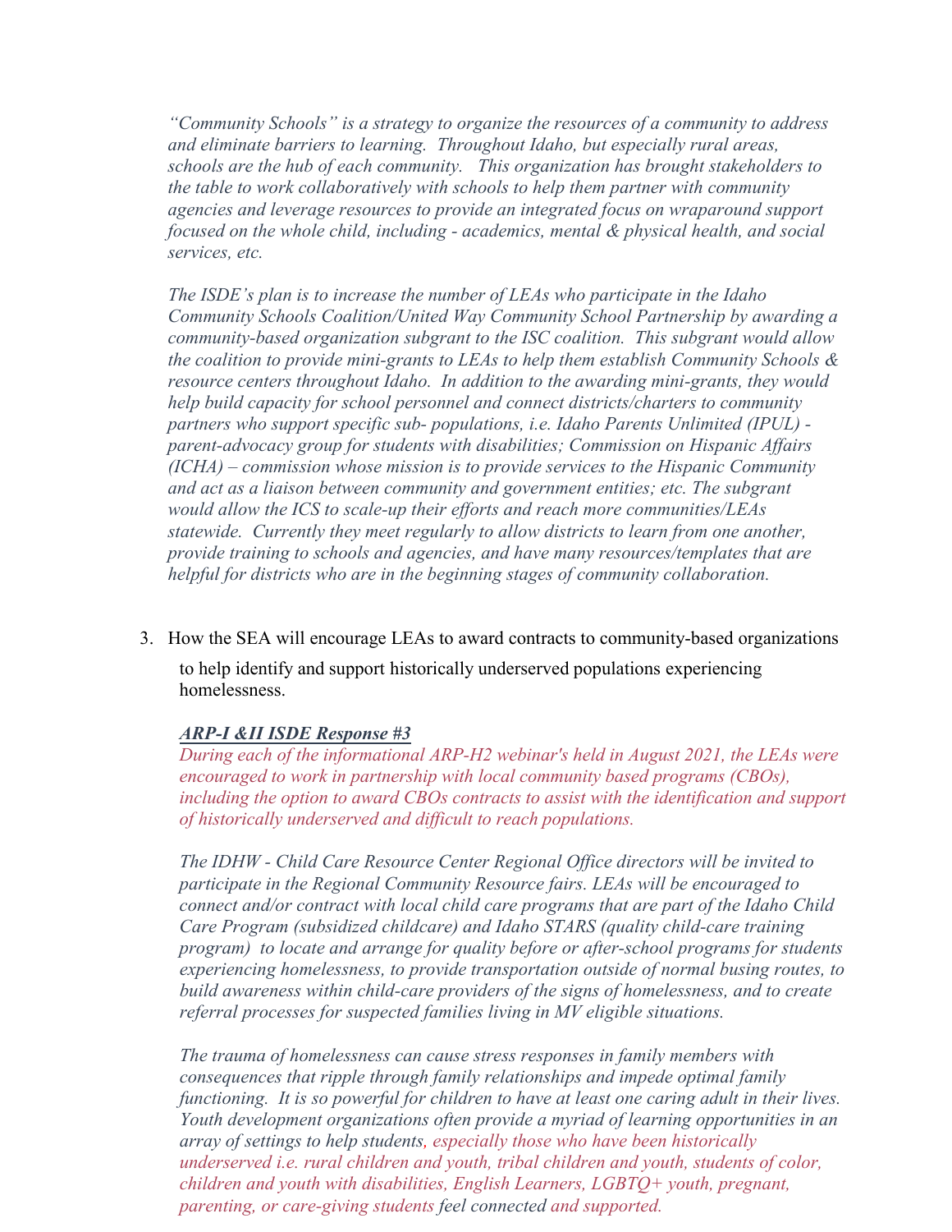*"Community Schools" is a strategy to organize the resources of a community to address and eliminate barriers to learning. Throughout Idaho, but especially rural areas, schools are the hub of each community. This organization has brought stakeholders to the table to work collaboratively with schools to help them partner with community agencies and leverage resources to provide an integrated focus on wraparound support focused on the whole child, including - academics, mental & physical health, and social services, etc.*

*The ISDE's plan is to increase the number of LEAs who participate in the Idaho Community Schools Coalition/United Way Community School Partnership by awarding a community-based organization subgrant to the ISC coalition. This subgrant would allow the coalition to provide mini-grants to LEAs to help them establish Community Schools & resource centers throughout Idaho. In addition to the awarding mini-grants, they would help build capacity for school personnel and connect districts/charters to community partners who support specific sub- populations, i.e. Idaho Parents Unlimited (IPUL) - parent-advocacy group for students with disabilities; Commission on Hispanic Affairs (ICHA) – commission whose mission is to provide services to the Hispanic Community and act as a liaison between community and government entities; etc. The subgrant would allow the ICS to scale-up their efforts and reach more communities/LEAs statewide. Currently they meet regularly to allow districts to learn from one another, provide training to schools and agencies, and have many resources/templates that are helpful for districts who are in the beginning stages of community collaboration.*

3. How the SEA will encourage LEAs to award contracts to community-based organizations to help identify and support historically underserved populations experiencing homelessness.

***ARP-I &II ISDE Response #3***

*During each of the informational ARP-H2 webinar's held in August 2021, the LEAs were encouraged to work in partnership with local community based programs (CBOs), including the option to award CBOs contracts to assist with the identification and support of historically underserved and difficult to reach populations.*

*The IDHW - Child Care Resource Center Regional Office directors will be invited to participate in the Regional Community Resource fairs. LEAs will be encouraged to connect and/or contract with local child care programs that are part of the Idaho Child Care Program (subsidized childcare) and Idaho STARS (quality child-care training program) to locate and arrange for quality before or after-school programs for students experiencing homelessness, to provide transportation outside of normal busing routes, to build awareness within child-care providers of the signs of homelessness, and to create referral processes for suspected families living in MV eligible situations.*

*The trauma of homelessness can cause stress responses in family members with consequences that ripple through family relationships and impede optimal family functioning. It is so powerful for children to have at least one caring adult in their lives. Youth development organizations often provide a myriad of learning opportunities in an array of settings to help students, especially those who have been historically underserved i.e. rural children and youth, tribal children and youth, students of color, children and youth with disabilities, English Learners, LGBTQ+ youth, pregnant, parenting, or care-giving students feel connected and supported.*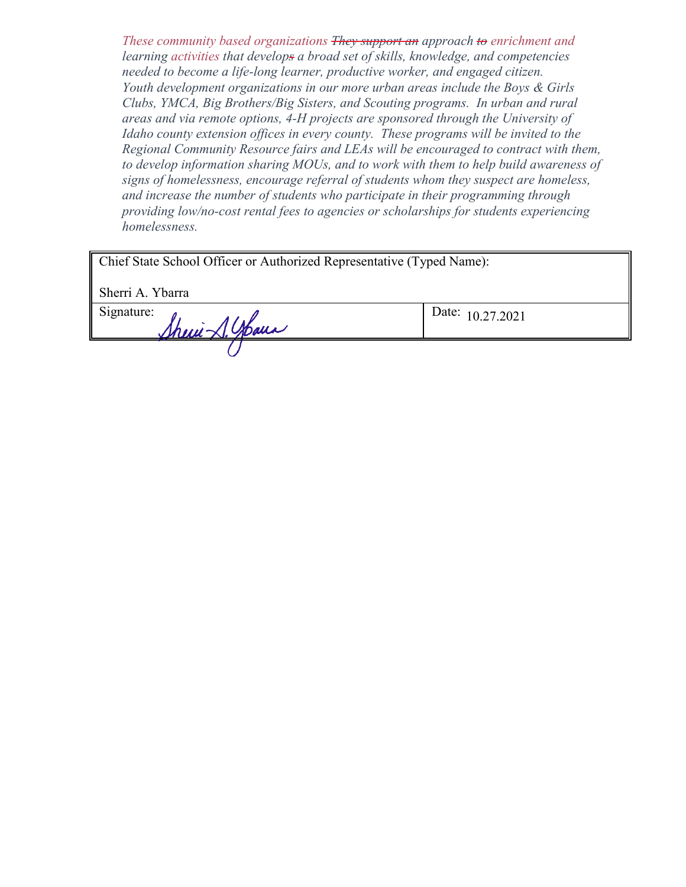*These community based organizations ~~They support an~~ approach ~~to~~ enrichment and learning activities that develop~~s~~ a broad set of skills, knowledge, and competencies needed to become a life-long learner, productive worker, and engaged citizen. Youth development organizations in our more urban areas include the Boys & Girls Clubs, YMCA, Big Brothers/Big Sisters, and Scouting programs. In urban and rural areas and via remote options, 4-H projects are sponsored through the University of Idaho county extension offices in every county. These programs will be invited to the Regional Community Resource fairs and LEAs will be encouraged to contract with them, to develop information sharing MOUs, and to work with them to help build awareness of signs of homelessness, encourage referral of students whom they suspect are homeless, and increase the number of students who participate in their programming through providing low/no-cost rental fees to agencies or scholarships for students experiencing homelessness.*

| Chief State School Officer or Authorized Representative (Typed Name):<br><br>Sherri A. Ybarra | |
|---|---|
| Signature: Sherri A. Ybarra | Date: 10.27.2021 |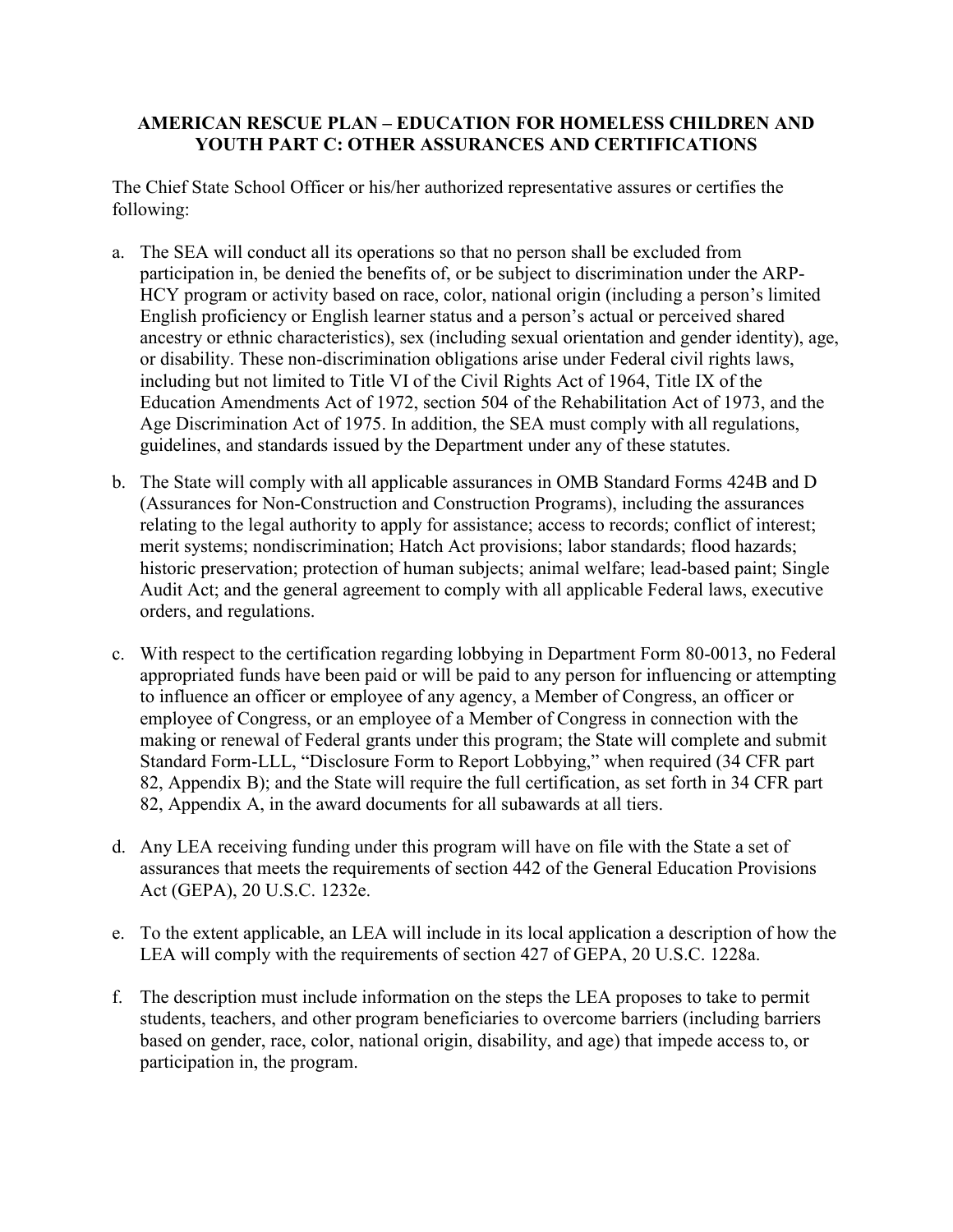**AMERICAN RESCUE PLAN – EDUCATION FOR HOMELESS CHILDREN AND YOUTH PART C: OTHER ASSURANCES AND CERTIFICATIONS**

The Chief State School Officer or his/her authorized representative assures or certifies the following:

a. The SEA will conduct all its operations so that no person shall be excluded from participation in, be denied the benefits of, or be subject to discrimination under the ARP-HCY program or activity based on race, color, national origin (including a person's limited English proficiency or English learner status and a person's actual or perceived shared ancestry or ethnic characteristics), sex (including sexual orientation and gender identity), age, or disability. These non-discrimination obligations arise under Federal civil rights laws, including but not limited to Title VI of the Civil Rights Act of 1964, Title IX of the Education Amendments Act of 1972, section 504 of the Rehabilitation Act of 1973, and the Age Discrimination Act of 1975. In addition, the SEA must comply with all regulations, guidelines, and standards issued by the Department under any of these statutes.

b. The State will comply with all applicable assurances in OMB Standard Forms 424B and D (Assurances for Non-Construction and Construction Programs), including the assurances relating to the legal authority to apply for assistance; access to records; conflict of interest; merit systems; nondiscrimination; Hatch Act provisions; labor standards; flood hazards; historic preservation; protection of human subjects; animal welfare; lead-based paint; Single Audit Act; and the general agreement to comply with all applicable Federal laws, executive orders, and regulations.

c. With respect to the certification regarding lobbying in Department Form 80-0013, no Federal appropriated funds have been paid or will be paid to any person for influencing or attempting to influence an officer or employee of any agency, a Member of Congress, an officer or employee of Congress, or an employee of a Member of Congress in connection with the making or renewal of Federal grants under this program; the State will complete and submit Standard Form-LLL, "Disclosure Form to Report Lobbying," when required (34 CFR part 82, Appendix B); and the State will require the full certification, as set forth in 34 CFR part 82, Appendix A, in the award documents for all subawards at all tiers.

d. Any LEA receiving funding under this program will have on file with the State a set of assurances that meets the requirements of section 442 of the General Education Provisions Act (GEPA), 20 U.S.C. 1232e.

e. To the extent applicable, an LEA will include in its local application a description of how the LEA will comply with the requirements of section 427 of GEPA, 20 U.S.C. 1228a.

f. The description must include information on the steps the LEA proposes to take to permit students, teachers, and other program beneficiaries to overcome barriers (including barriers based on gender, race, color, national origin, disability, and age) that impede access to, or participation in, the program.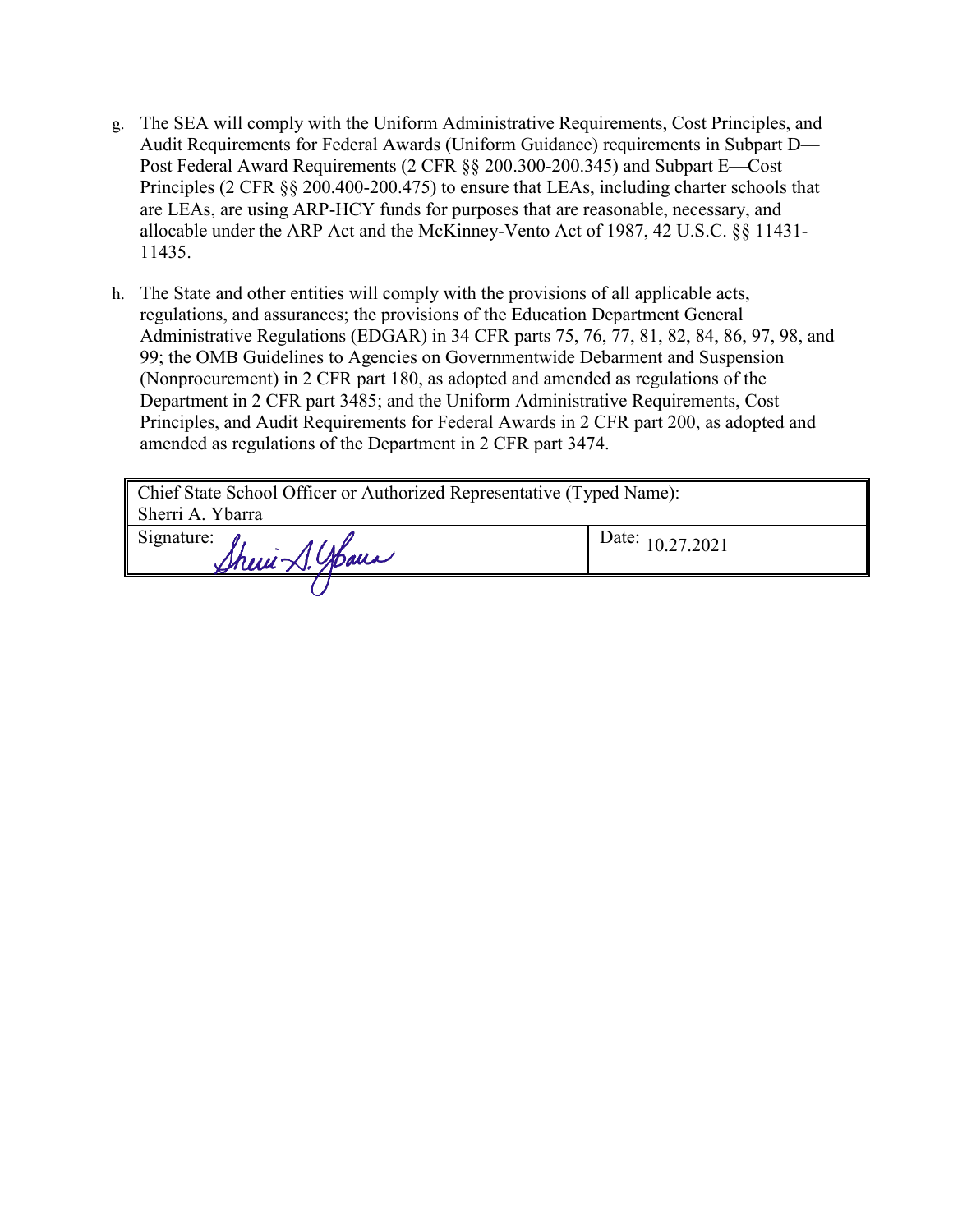g. The SEA will comply with the Uniform Administrative Requirements, Cost Principles, and Audit Requirements for Federal Awards (Uniform Guidance) requirements in Subpart D—Post Federal Award Requirements (2 CFR §§ 200.300-200.345) and Subpart E—Cost Principles (2 CFR §§ 200.400-200.475) to ensure that LEAs, including charter schools that are LEAs, are using ARP-HCY funds for purposes that are reasonable, necessary, and allocable under the ARP Act and the McKinney-Vento Act of 1987, 42 U.S.C. §§ 11431-11435.

h. The State and other entities will comply with the provisions of all applicable acts, regulations, and assurances; the provisions of the Education Department General Administrative Regulations (EDGAR) in 34 CFR parts 75, 76, 77, 81, 82, 84, 86, 97, 98, and 99; the OMB Guidelines to Agencies on Governmentwide Debarment and Suspension (Nonprocurement) in 2 CFR part 180, as adopted and amended as regulations of the Department in 2 CFR part 3485; and the Uniform Administrative Requirements, Cost Principles, and Audit Requirements for Federal Awards in 2 CFR part 200, as adopted and amended as regulations of the Department in 2 CFR part 3474.

| | |
|---|---|
| Chief State School Officer or Authorized Representative (Typed Name): Sherri A. Ybarra | |
| Signature: Sherri A. Ybarra | Date: 10.27.2021 |